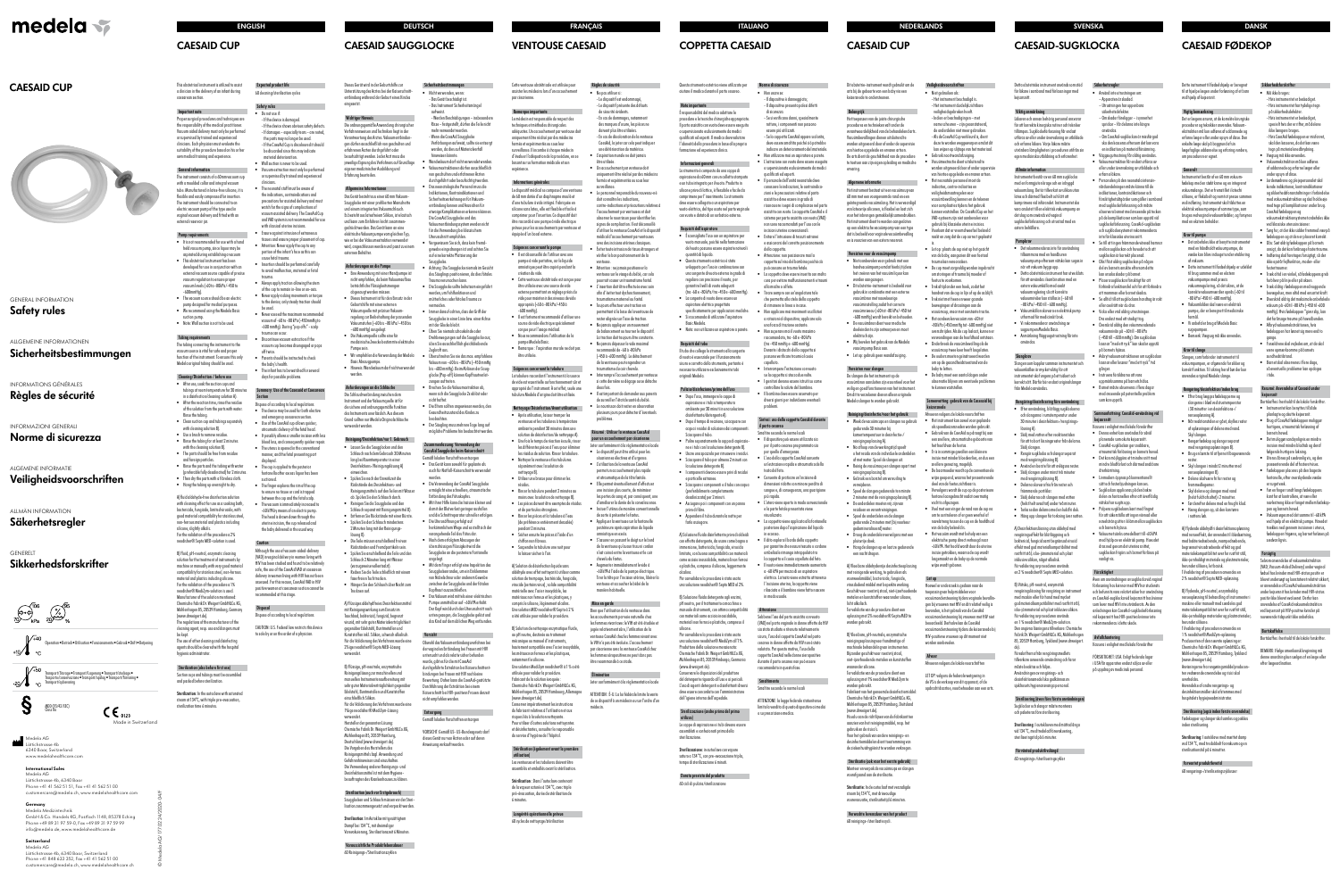# medela

# CAESAID CUP

GENERAL INFORMATION
**Safety rules**

ALLGEMEINE INFORMATIONEN
**Sicherheitsbestimmungen**

INFORMATIONS GÉNÉRALES
**Règles de sécurité**

INFORMAZIONI GENERALI
**Norme di sicurezza**

ALGEMENE INFORMATIE
**Veiligheidsvoorschriften**

ALLMÄN INFORMATION
**Säkerhetsregler**

GENERELT
**Sikkerhedsforskrifter**

Operation • Betrieb • Utilisation • Funzionamento • Gebruik • Drift • Betjening

Transport Storage • Transport Lagerung • Transport Stockage • Trasporto Conservazione • Transport Opslag • Transport Förvaring • Transport Opbevaring

Made in Switzerland

CE 0123

Medela AG
Lättichstrasse 4b
6340 Baar, Switzerland
www.medelahealthcare.com

**International Sales**
Medela AG
Lättichstrasse 4b, 6340 Baar
Phone +41 41 562 51 51, Fax +41 41 562 51 00
customercare@medela.ch, www.medelahealthcare.com

**Germany**
Medela Medizintechnik
GmbH & Co. Handels KG, Postfach 1148, 85378 Eching
Phone +49 89 31 97 59-0, Fax +49 89 31 97 59 99
info@medela.de, www.medelahealthcare.de

**Switzerland**
Medela AG
Lättichstrasse 4b, 6340 Baar
Phone +41 848 633 352, Fax +41 41 562 51 00
customercare@medela.ch, www.medelahealthcare.ch

© Medela AG

## ENGLISH

### CAESAID CUP

This obstetrical instrument is utilised to assist a clinician in the delivery of an infant during caesarean section.

#### Important note

Proper surgical procedures and techniques are the responsibility of the medical practitioner. Vacuum assisted delivery must only be performed or supervised by trained and experienced clinicians. Each physician must evaluate the suitability of the procedure based on his or her own medical training and experience.

#### General information

The instrument consists of a 60mm silicone cup with a moulded collar and integral vacuum tube. Manufactured in latex-free silicone, it is flexible and easily compressed for insertion. The instrument should be connected to an electric vacuum pump of the type used in surgical vacuum delivery and fitted with an external reservoir jar.

#### Pump requirements

- It is not recommended for use with a hand held vacuum pump.
- This obstetrical instrument has been developed for use in conjunction with an external vacuum source capable of precise vacuum regulation to ensure proper vacuum levels (-60 to -80kPa / -450 to -600mmHg).
- The vacuum source should be an electric pump designed for medical purposes.
- We recommend using the Medela Basic suction pump.
- Wall suction is not to be used.

## DEUTSCH

### CAESAID SAUGGLOCKE

## FRANÇAIS

### VENTOUSE CAESAID

## ITALIANO

### COPPETTA CAESAID

## NEDERLANDS

### CAESAID CUP

## SVENSKA

### CAESAID-SUGKLOCKA

## DANSK

### CAESAID FØDEKOP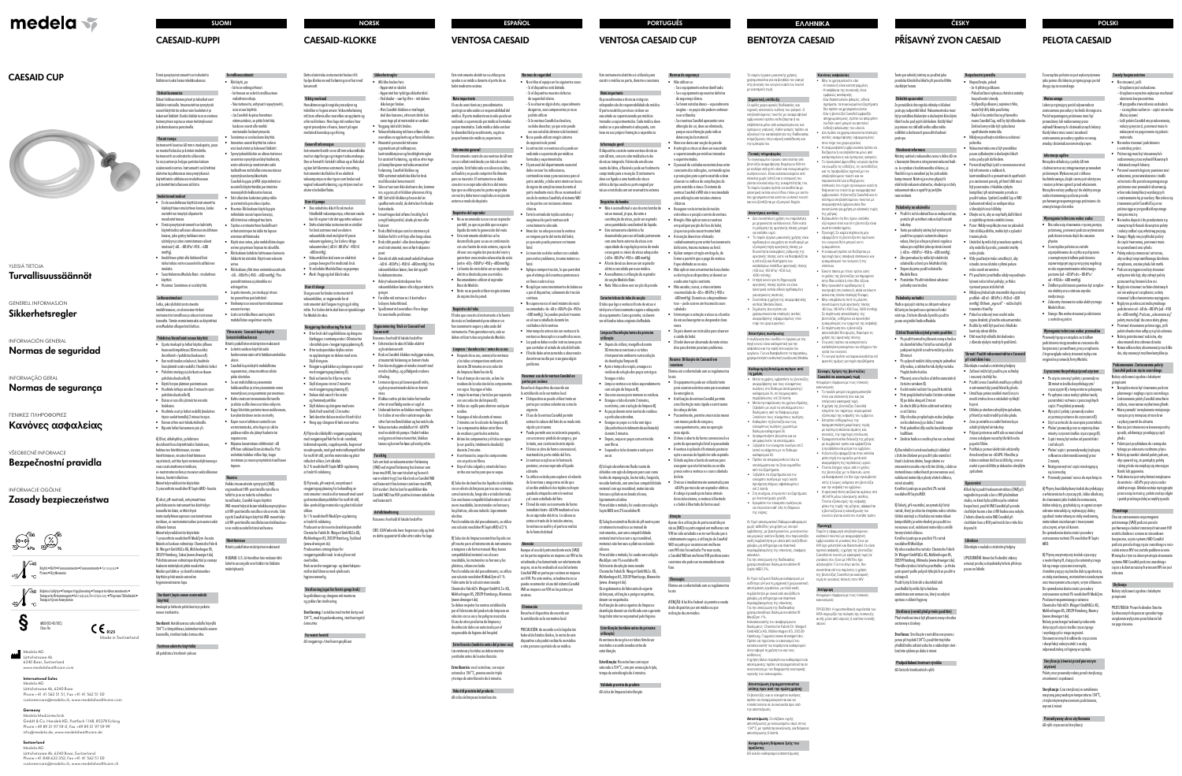# medela

# CAESAID CUP

## SUOMI

### CAESAID-KUPPI

## NORSK

### CAESAID-KLOKKE

## ESPAÑOL

### VENTOSA CAESAID

## PORTUGUÊS

### VENTOSA CAESAID CUP

## ΕΛΛΗΝΙΚΑ

### BENTOZA CAESAID

## ČESKY

### PŘÍSAVNÝ ZVON CAESAID

## POLSKI

### PELOTA CAESAID

YLEISIÄ TIETOJA
**Turvallisuussäännöt**

GENERELL INFORMASJON
**Sikkerhetsregler**

INFORMACIÓN GENERAL
**Normas de seguridad**

INFORMAÇÃO GERAL
**Normas de segurança**

ΓΕΝΙΚΕΣ ΠΛΗΡΟΦΟΡΙΕΣ
**Κανόνες ασφαλείας**

VŠEOBECNÉ INFORMACE
**Bezpečnostní pravidla**

INFORMACJE OGÓLNE
**Zasady bezpieczeństwa**

CE 0123
Made in Switzerland

Medela AG
Lättichstrasse 4b
6340 Baar, Switzerland
www.medela-healthcare.com

**International Sales**
Medela AG
Lättichstrasse 4b, 6340 Baar
Phone +41 41 562 51 51, Fax +41 41 562 51 00
customercare@medela.ch, www.medela-healthcare.com

**Germany**
Medela Medizintechnik
GmbH & Co. Handels KG, Postfach 1148, 85378 Eching
Phone +49 89 31 97 59-0, Fax +49 89 31 97 59 99
info@medela.de, www.medela.de

**Switzerland**
Medela AG
Lättichstrasse 4b, 6340 Baar, Switzerland
Phone +41 848 633 352, Fax +41 41 562 51 00
customercare@medela.ch, www.medela-healthcare.ch